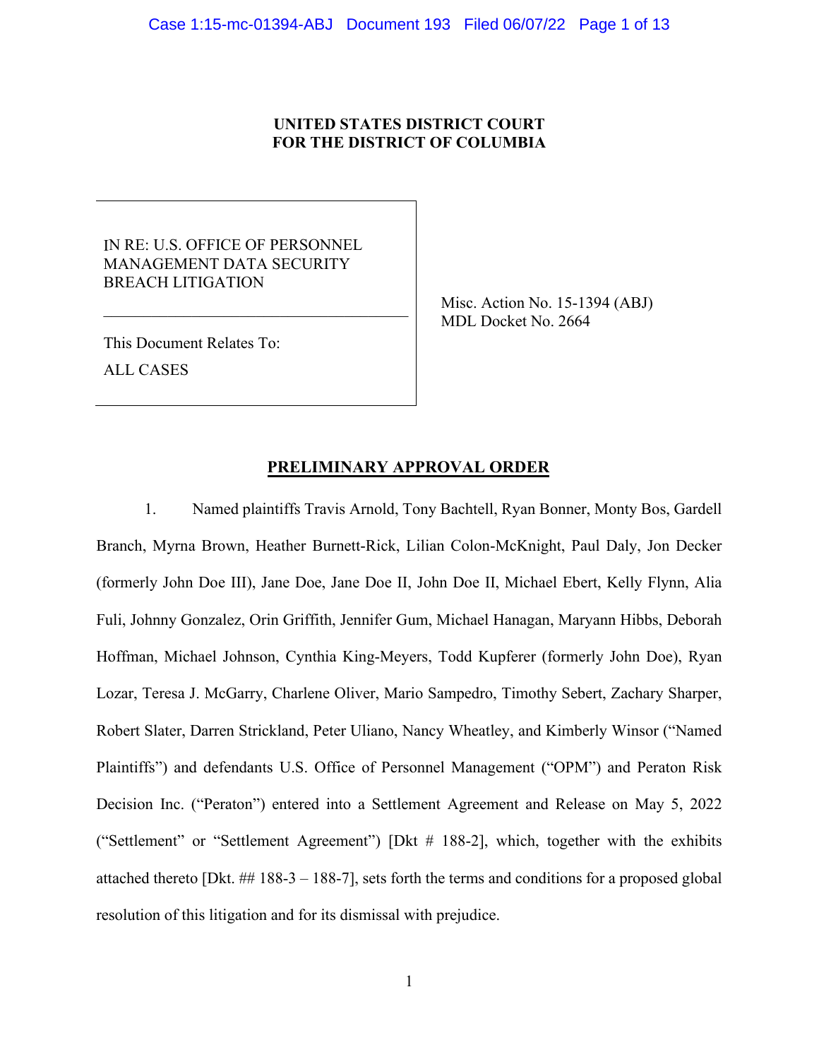**UNITED STATES DISTRICT COURT**
**FOR THE DISTRICT OF COLUMBIA**

| | |
|---|---|
| IN RE: U.S. OFFICE OF PERSONNEL MANAGEMENT DATA SECURITY BREACH LITIGATION<br><br>This Document Relates To:<br>ALL CASES | Misc. Action No. 15-1394 (ABJ)<br>MDL Docket No. 2664 |

## PRELIMINARY APPROVAL ORDER

1. Named plaintiffs Travis Arnold, Tony Bachtell, Ryan Bonner, Monty Bos, Gardell Branch, Myrna Brown, Heather Burnett-Rick, Lilian Colon-McKnight, Paul Daly, Jon Decker (formerly John Doe III), Jane Doe, Jane Doe II, John Doe II, Michael Ebert, Kelly Flynn, Alia Fuli, Johnny Gonzalez, Orin Griffith, Jennifer Gum, Michael Hanagan, Maryann Hibbs, Deborah Hoffman, Michael Johnson, Cynthia King-Meyers, Todd Kupferer (formerly John Doe), Ryan Lozar, Teresa J. McGarry, Charlene Oliver, Mario Sampedro, Timothy Sebert, Zachary Sharper, Robert Slater, Darren Strickland, Peter Uliano, Nancy Wheatley, and Kimberly Winsor ("Named Plaintiffs") and defendants U.S. Office of Personnel Management ("OPM") and Peraton Risk Decision Inc. ("Peraton") entered into a Settlement Agreement and Release on May 5, 2022 ("Settlement" or "Settlement Agreement") [Dkt # 188-2], which, together with the exhibits attached thereto [Dkt. ## 188-3 – 188-7], sets forth the terms and conditions for a proposed global resolution of this litigation and for its dismissal with prejudice.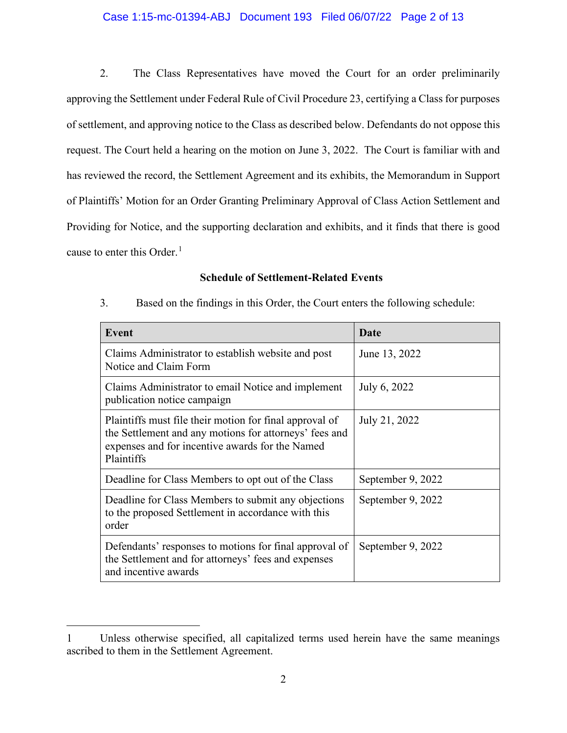2. The Class Representatives have moved the Court for an order preliminarily approving the Settlement under Federal Rule of Civil Procedure 23, certifying a Class for purposes of settlement, and approving notice to the Class as described below. Defendants do not oppose this request. The Court held a hearing on the motion on June 3, 2022. The Court is familiar with and has reviewed the record, the Settlement Agreement and its exhibits, the Memorandum in Support of Plaintiffs' Motion for an Order Granting Preliminary Approval of Class Action Settlement and Providing for Notice, and the supporting declaration and exhibits, and it finds that there is good cause to enter this Order.[1]

**Schedule of Settlement-Related Events**

3. Based on the findings in this Order, the Court enters the following schedule:

| Event | Date |
|---|---|
| Claims Administrator to establish website and post Notice and Claim Form | June 13, 2022 |
| Claims Administrator to email Notice and implement publication notice campaign | July 6, 2022 |
| Plaintiffs must file their motion for final approval of the Settlement and any motions for attorneys' fees and expenses and for incentive awards for the Named Plaintiffs | July 21, 2022 |
| Deadline for Class Members to opt out of the Class | September 9, 2022 |
| Deadline for Class Members to submit any objections to the proposed Settlement in accordance with this order | September 9, 2022 |
| Defendants' responses to motions for final approval of the Settlement and for attorneys' fees and expenses and incentive awards | September 9, 2022 |

[1] Unless otherwise specified, all capitalized terms used herein have the same meanings ascribed to them in the Settlement Agreement.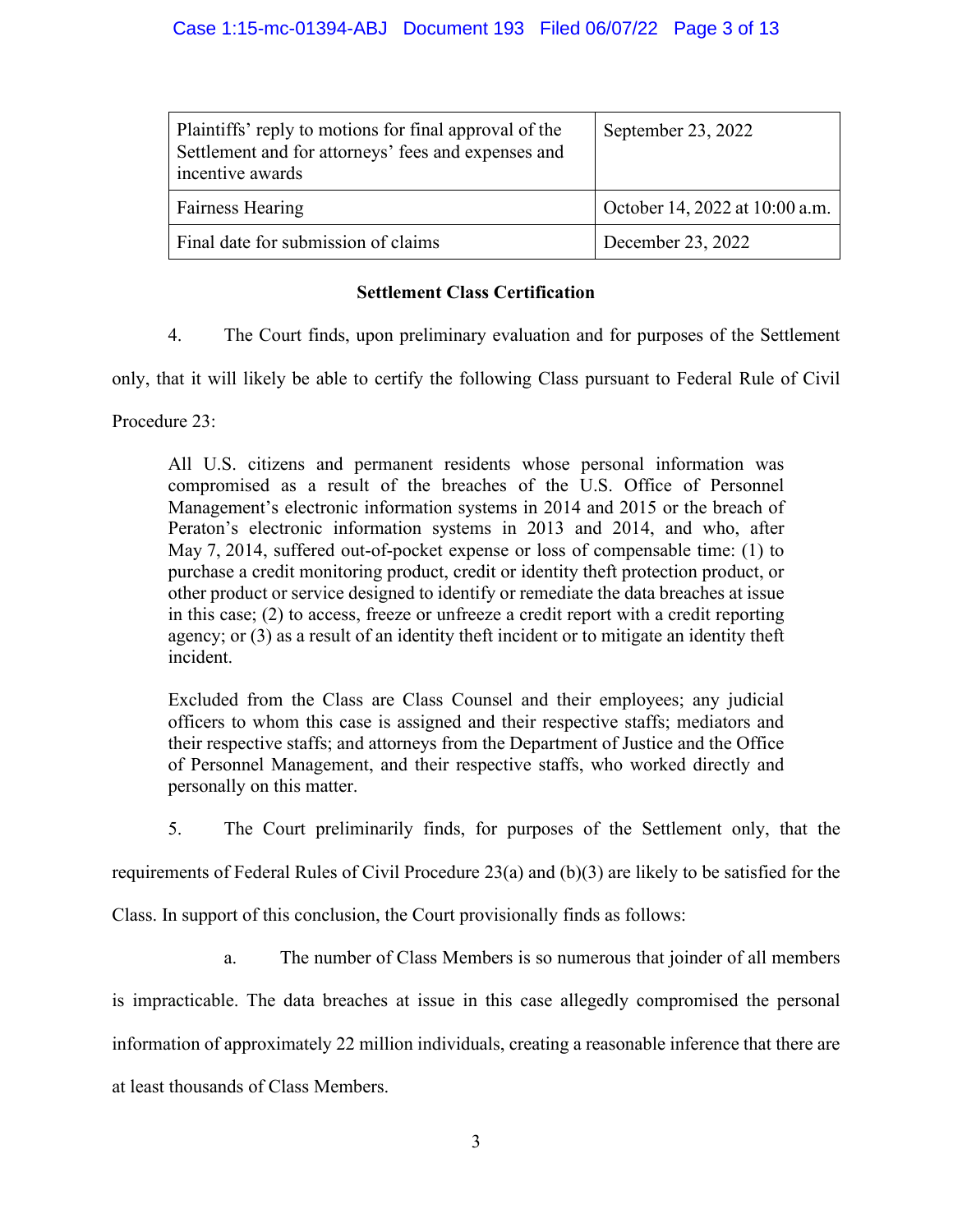| | |
|---|---|
| Plaintiffs' reply to motions for final approval of the Settlement and for attorneys' fees and expenses and incentive awards | September 23, 2022 |
| Fairness Hearing | October 14, 2022 at 10:00 a.m. |
| Final date for submission of claims | December 23, 2022 |

**Settlement Class Certification**

4. The Court finds, upon preliminary evaluation and for purposes of the Settlement only, that it will likely be able to certify the following Class pursuant to Federal Rule of Civil Procedure 23:

> All U.S. citizens and permanent residents whose personal information was compromised as a result of the breaches of the U.S. Office of Personnel Management's electronic information systems in 2014 and 2015 or the breach of Peraton's electronic information systems in 2013 and 2014, and who, after May 7, 2014, suffered out-of-pocket expense or loss of compensable time: (1) to purchase a credit monitoring product, credit or identity theft protection product, or other product or service designed to identify or remediate the data breaches at issue in this case; (2) to access, freeze or unfreeze a credit report with a credit reporting agency; or (3) as a result of an identity theft incident or to mitigate an identity theft incident.
>
> Excluded from the Class are Class Counsel and their employees; any judicial officers to whom this case is assigned and their respective staffs; mediators and their respective staffs; and attorneys from the Department of Justice and the Office of Personnel Management, and their respective staffs, who worked directly and personally on this matter.

5. The Court preliminarily finds, for purposes of the Settlement only, that the requirements of Federal Rules of Civil Procedure 23(a) and (b)(3) are likely to be satisfied for the Class. In support of this conclusion, the Court provisionally finds as follows:

a. The number of Class Members is so numerous that joinder of all members is impracticable. The data breaches at issue in this case allegedly compromised the personal information of approximately 22 million individuals, creating a reasonable inference that there are at least thousands of Class Members.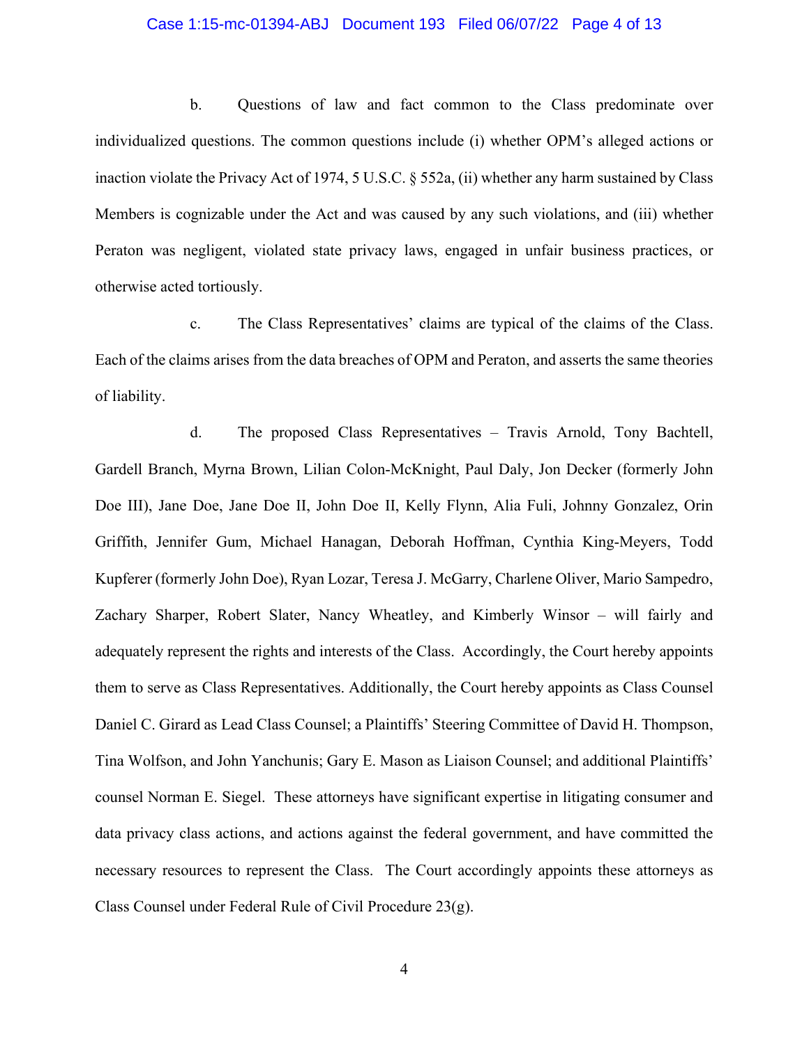b. Questions of law and fact common to the Class predominate over individualized questions. The common questions include (i) whether OPM's alleged actions or inaction violate the Privacy Act of 1974, 5 U.S.C. § 552a, (ii) whether any harm sustained by Class Members is cognizable under the Act and was caused by any such violations, and (iii) whether Peraton was negligent, violated state privacy laws, engaged in unfair business practices, or otherwise acted tortiously.

c. The Class Representatives' claims are typical of the claims of the Class. Each of the claims arises from the data breaches of OPM and Peraton, and asserts the same theories of liability.

d. The proposed Class Representatives – Travis Arnold, Tony Bachtell, Gardell Branch, Myrna Brown, Lilian Colon-McKnight, Paul Daly, Jon Decker (formerly John Doe III), Jane Doe, Jane Doe II, John Doe II, Kelly Flynn, Alia Fuli, Johnny Gonzalez, Orin Griffith, Jennifer Gum, Michael Hanagan, Deborah Hoffman, Cynthia King-Meyers, Todd Kupferer (formerly John Doe), Ryan Lozar, Teresa J. McGarry, Charlene Oliver, Mario Sampedro, Zachary Sharper, Robert Slater, Nancy Wheatley, and Kimberly Winsor – will fairly and adequately represent the rights and interests of the Class. Accordingly, the Court hereby appoints them to serve as Class Representatives. Additionally, the Court hereby appoints as Class Counsel Daniel C. Girard as Lead Class Counsel; a Plaintiffs' Steering Committee of David H. Thompson, Tina Wolfson, and John Yanchunis; Gary E. Mason as Liaison Counsel; and additional Plaintiffs' counsel Norman E. Siegel. These attorneys have significant expertise in litigating consumer and data privacy class actions, and actions against the federal government, and have committed the necessary resources to represent the Class. The Court accordingly appoints these attorneys as Class Counsel under Federal Rule of Civil Procedure 23(g).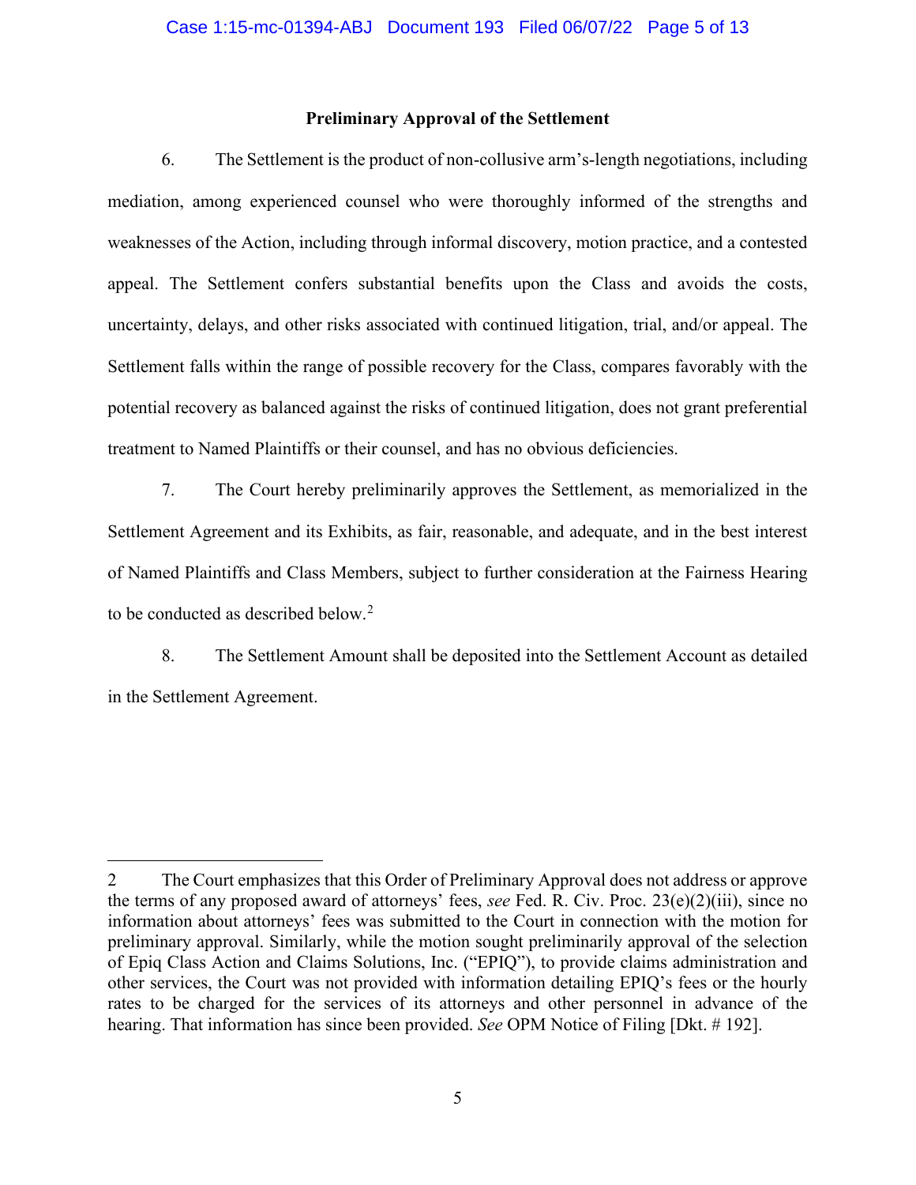### Preliminary Approval of the Settlement

6. The Settlement is the product of non-collusive arm's-length negotiations, including mediation, among experienced counsel who were thoroughly informed of the strengths and weaknesses of the Action, including through informal discovery, motion practice, and a contested appeal. The Settlement confers substantial benefits upon the Class and avoids the costs, uncertainty, delays, and other risks associated with continued litigation, trial, and/or appeal. The Settlement falls within the range of possible recovery for the Class, compares favorably with the potential recovery as balanced against the risks of continued litigation, does not grant preferential treatment to Named Plaintiffs or their counsel, and has no obvious deficiencies.

7. The Court hereby preliminarily approves the Settlement, as memorialized in the Settlement Agreement and its Exhibits, as fair, reasonable, and adequate, and in the best interest of Named Plaintiffs and Class Members, subject to further consideration at the Fairness Hearing to be conducted as described below.[2]

8. The Settlement Amount shall be deposited into the Settlement Account as detailed in the Settlement Agreement.

---

2 The Court emphasizes that this Order of Preliminary Approval does not address or approve the terms of any proposed award of attorneys' fees, *see* Fed. R. Civ. Proc. 23(e)(2)(iii), since no information about attorneys' fees was submitted to the Court in connection with the motion for preliminary approval. Similarly, while the motion sought preliminarily approval of the selection of Epiq Class Action and Claims Solutions, Inc. ("EPIQ"), to provide claims administration and other services, the Court was not provided with information detailing EPIQ's fees or the hourly rates to be charged for the services of its attorneys and other personnel in advance of the hearing. That information has since been provided. *See* OPM Notice of Filing [Dkt. # 192].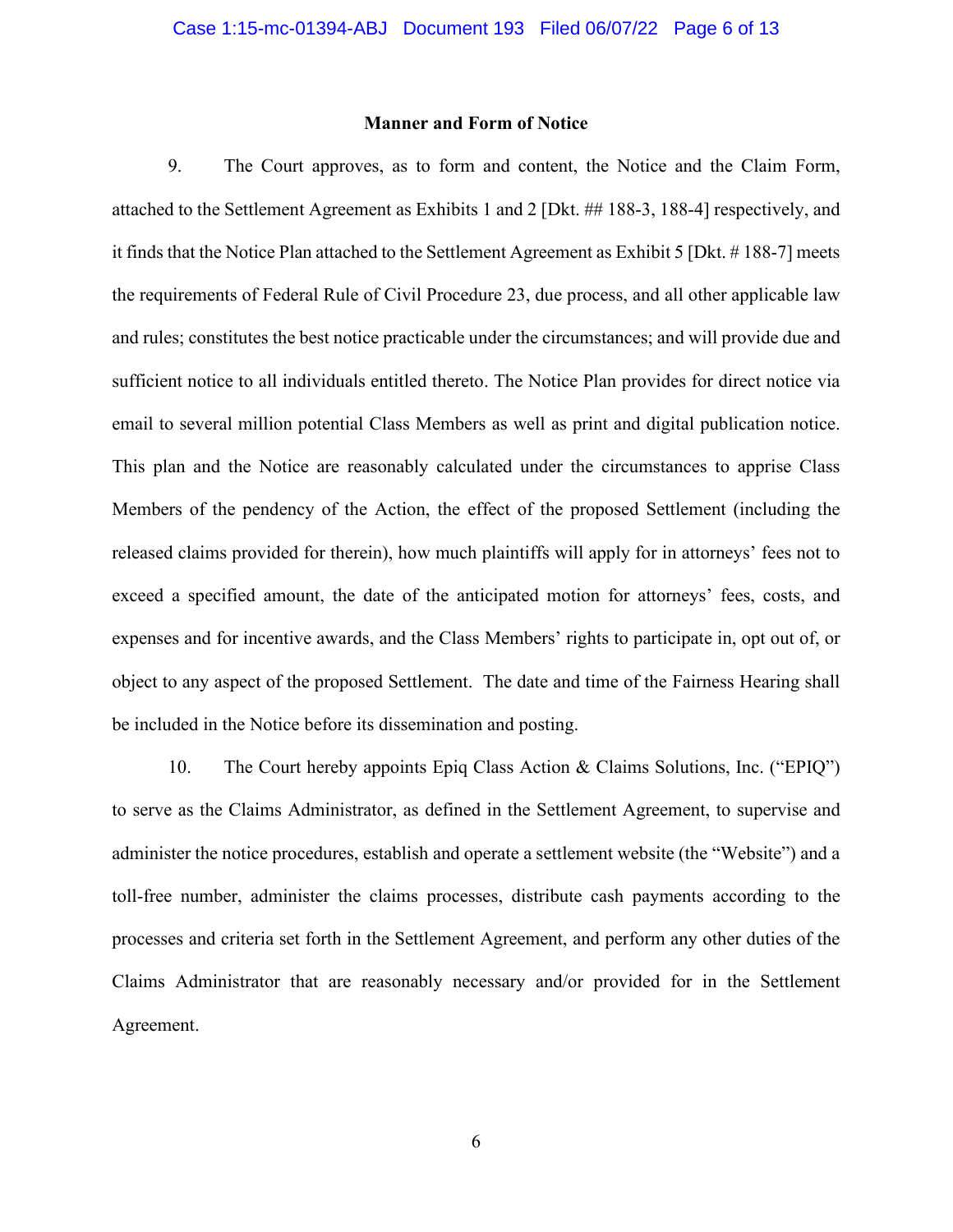### Manner and Form of Notice

9. The Court approves, as to form and content, the Notice and the Claim Form, attached to the Settlement Agreement as Exhibits 1 and 2 [Dkt. ## 188-3, 188-4] respectively, and it finds that the Notice Plan attached to the Settlement Agreement as Exhibit 5 [Dkt. # 188-7] meets the requirements of Federal Rule of Civil Procedure 23, due process, and all other applicable law and rules; constitutes the best notice practicable under the circumstances; and will provide due and sufficient notice to all individuals entitled thereto. The Notice Plan provides for direct notice via email to several million potential Class Members as well as print and digital publication notice. This plan and the Notice are reasonably calculated under the circumstances to apprise Class Members of the pendency of the Action, the effect of the proposed Settlement (including the released claims provided for therein), how much plaintiffs will apply for in attorneys' fees not to exceed a specified amount, the date of the anticipated motion for attorneys' fees, costs, and expenses and for incentive awards, and the Class Members' rights to participate in, opt out of, or object to any aspect of the proposed Settlement. The date and time of the Fairness Hearing shall be included in the Notice before its dissemination and posting.

10. The Court hereby appoints Epiq Class Action & Claims Solutions, Inc. ("EPIQ") to serve as the Claims Administrator, as defined in the Settlement Agreement, to supervise and administer the notice procedures, establish and operate a settlement website (the "Website") and a toll-free number, administer the claims processes, distribute cash payments according to the processes and criteria set forth in the Settlement Agreement, and perform any other duties of the Claims Administrator that are reasonably necessary and/or provided for in the Settlement Agreement.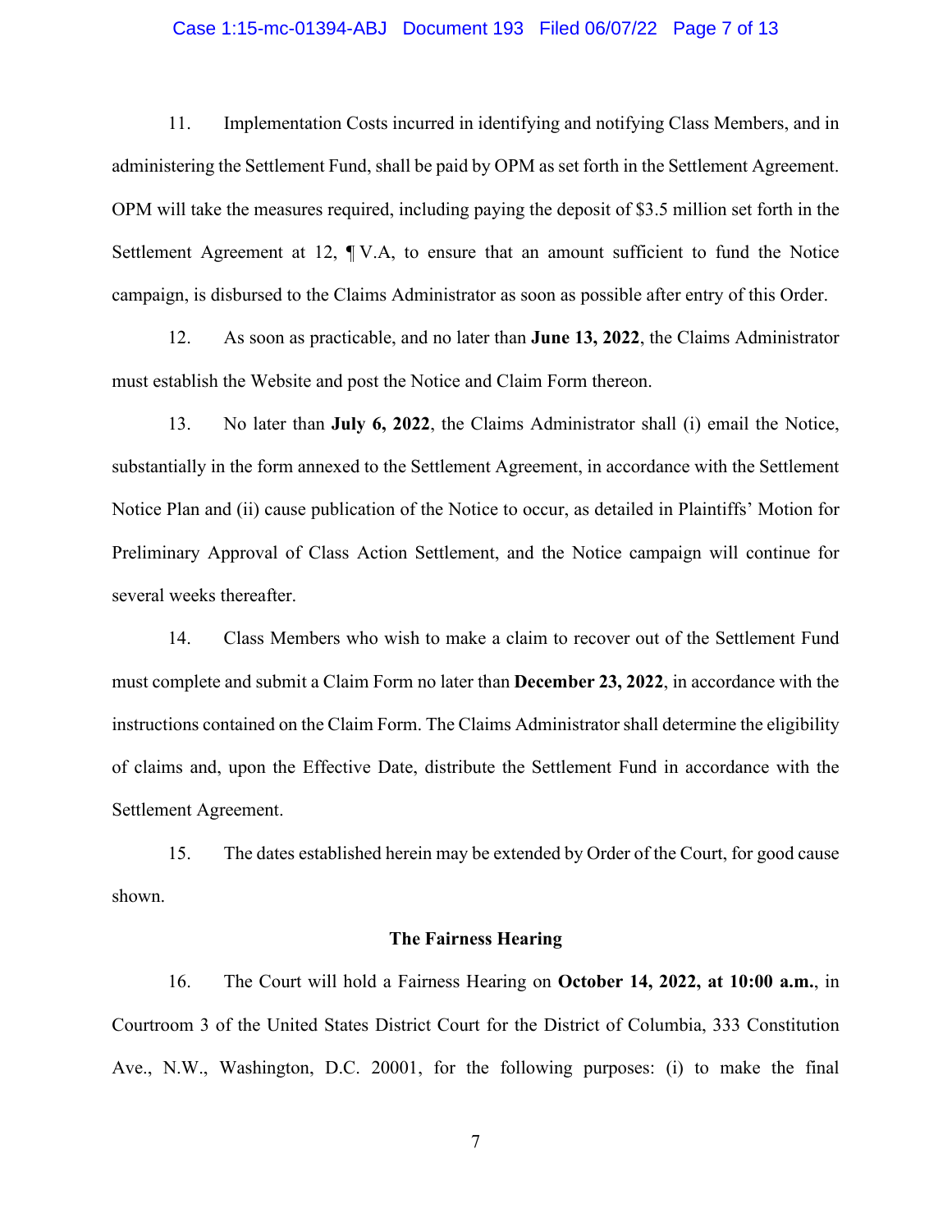11. Implementation Costs incurred in identifying and notifying Class Members, and in administering the Settlement Fund, shall be paid by OPM as set forth in the Settlement Agreement. OPM will take the measures required, including paying the deposit of $3.5 million set forth in the Settlement Agreement at 12, ¶ V.A, to ensure that an amount sufficient to fund the Notice campaign, is disbursed to the Claims Administrator as soon as possible after entry of this Order.

12. As soon as practicable, and no later than **June 13, 2022**, the Claims Administrator must establish the Website and post the Notice and Claim Form thereon.

13. No later than **July 6, 2022**, the Claims Administrator shall (i) email the Notice, substantially in the form annexed to the Settlement Agreement, in accordance with the Settlement Notice Plan and (ii) cause publication of the Notice to occur, as detailed in Plaintiffs' Motion for Preliminary Approval of Class Action Settlement, and the Notice campaign will continue for several weeks thereafter.

14. Class Members who wish to make a claim to recover out of the Settlement Fund must complete and submit a Claim Form no later than **December 23, 2022**, in accordance with the instructions contained on the Claim Form. The Claims Administrator shall determine the eligibility of claims and, upon the Effective Date, distribute the Settlement Fund in accordance with the Settlement Agreement.

15. The dates established herein may be extended by Order of the Court, for good cause shown.

**The Fairness Hearing**

16. The Court will hold a Fairness Hearing on **October 14, 2022, at 10:00 a.m.**, in Courtroom 3 of the United States District Court for the District of Columbia, 333 Constitution Ave., N.W., Washington, D.C. 20001, for the following purposes: (i) to make the final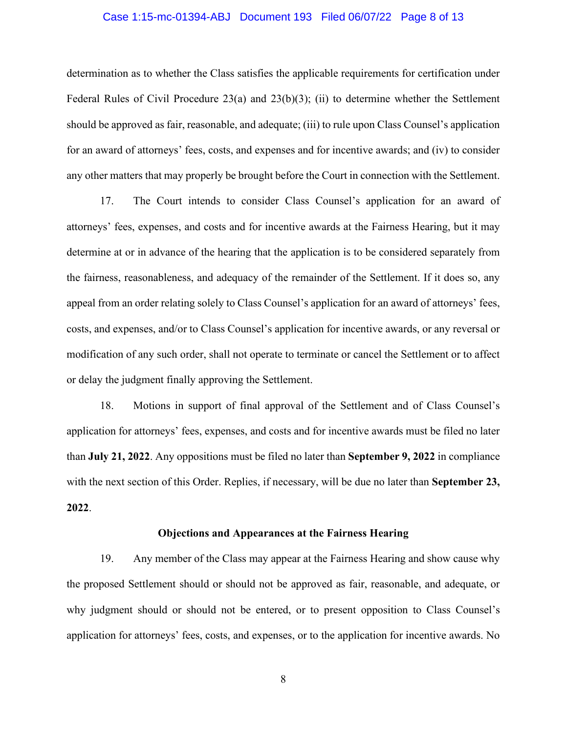determination as to whether the Class satisfies the applicable requirements for certification under Federal Rules of Civil Procedure 23(a) and 23(b)(3); (ii) to determine whether the Settlement should be approved as fair, reasonable, and adequate; (iii) to rule upon Class Counsel's application for an award of attorneys' fees, costs, and expenses and for incentive awards; and (iv) to consider any other matters that may properly be brought before the Court in connection with the Settlement.

17. The Court intends to consider Class Counsel's application for an award of attorneys' fees, expenses, and costs and for incentive awards at the Fairness Hearing, but it may determine at or in advance of the hearing that the application is to be considered separately from the fairness, reasonableness, and adequacy of the remainder of the Settlement. If it does so, any appeal from an order relating solely to Class Counsel's application for an award of attorneys' fees, costs, and expenses, and/or to Class Counsel's application for incentive awards, or any reversal or modification of any such order, shall not operate to terminate or cancel the Settlement or to affect or delay the judgment finally approving the Settlement.

18. Motions in support of final approval of the Settlement and of Class Counsel's application for attorneys' fees, expenses, and costs and for incentive awards must be filed no later than **July 21, 2022**. Any oppositions must be filed no later than **September 9, 2022** in compliance with the next section of this Order. Replies, if necessary, will be due no later than **September 23, 2022**.

**Objections and Appearances at the Fairness Hearing**

19. Any member of the Class may appear at the Fairness Hearing and show cause why the proposed Settlement should or should not be approved as fair, reasonable, and adequate, or why judgment should or should not be entered, or to present opposition to Class Counsel's application for attorneys' fees, costs, and expenses, or to the application for incentive awards. No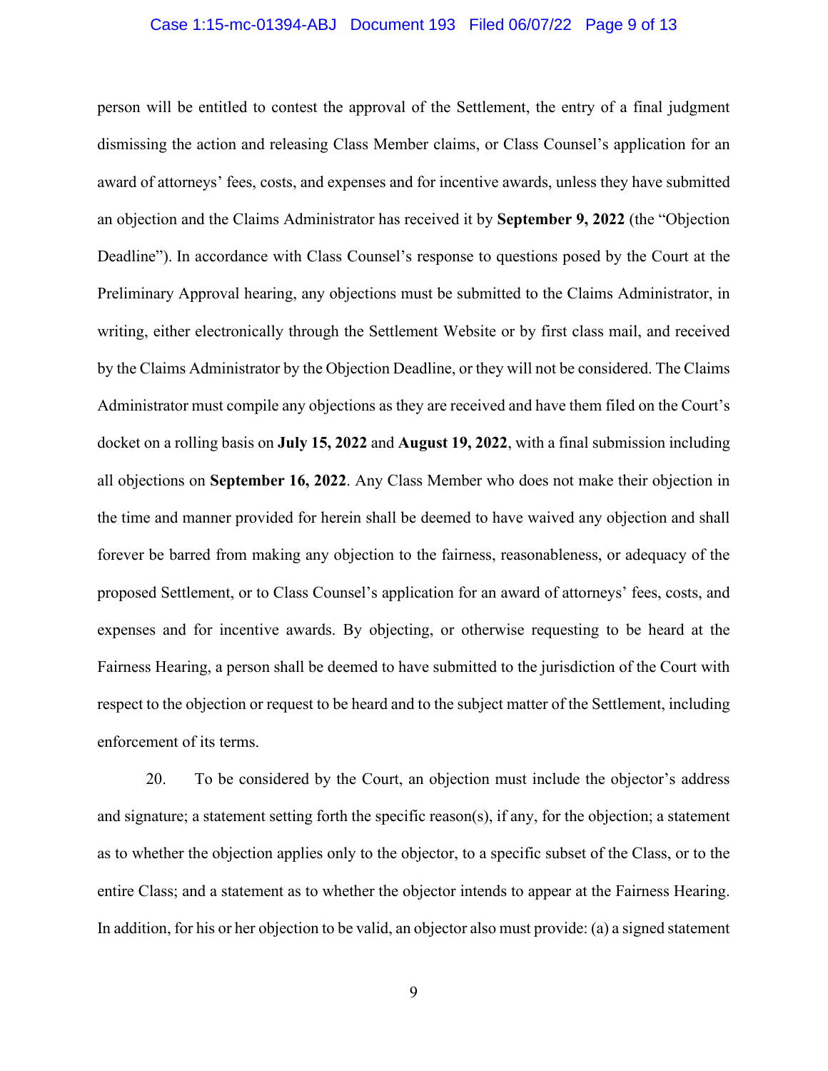person will be entitled to contest the approval of the Settlement, the entry of a final judgment dismissing the action and releasing Class Member claims, or Class Counsel's application for an award of attorneys' fees, costs, and expenses and for incentive awards, unless they have submitted an objection and the Claims Administrator has received it by **September 9, 2022** (the "Objection Deadline"). In accordance with Class Counsel's response to questions posed by the Court at the Preliminary Approval hearing, any objections must be submitted to the Claims Administrator, in writing, either electronically through the Settlement Website or by first class mail, and received by the Claims Administrator by the Objection Deadline, or they will not be considered. The Claims Administrator must compile any objections as they are received and have them filed on the Court's docket on a rolling basis on **July 15, 2022** and **August 19, 2022**, with a final submission including all objections on **September 16, 2022**. Any Class Member who does not make their objection in the time and manner provided for herein shall be deemed to have waived any objection and shall forever be barred from making any objection to the fairness, reasonableness, or adequacy of the proposed Settlement, or to Class Counsel's application for an award of attorneys' fees, costs, and expenses and for incentive awards. By objecting, or otherwise requesting to be heard at the Fairness Hearing, a person shall be deemed to have submitted to the jurisdiction of the Court with respect to the objection or request to be heard and to the subject matter of the Settlement, including enforcement of its terms.

20. To be considered by the Court, an objection must include the objector's address and signature; a statement setting forth the specific reason(s), if any, for the objection; a statement as to whether the objection applies only to the objector, to a specific subset of the Class, or to the entire Class; and a statement as to whether the objector intends to appear at the Fairness Hearing. In addition, for his or her objection to be valid, an objector also must provide: (a) a signed statement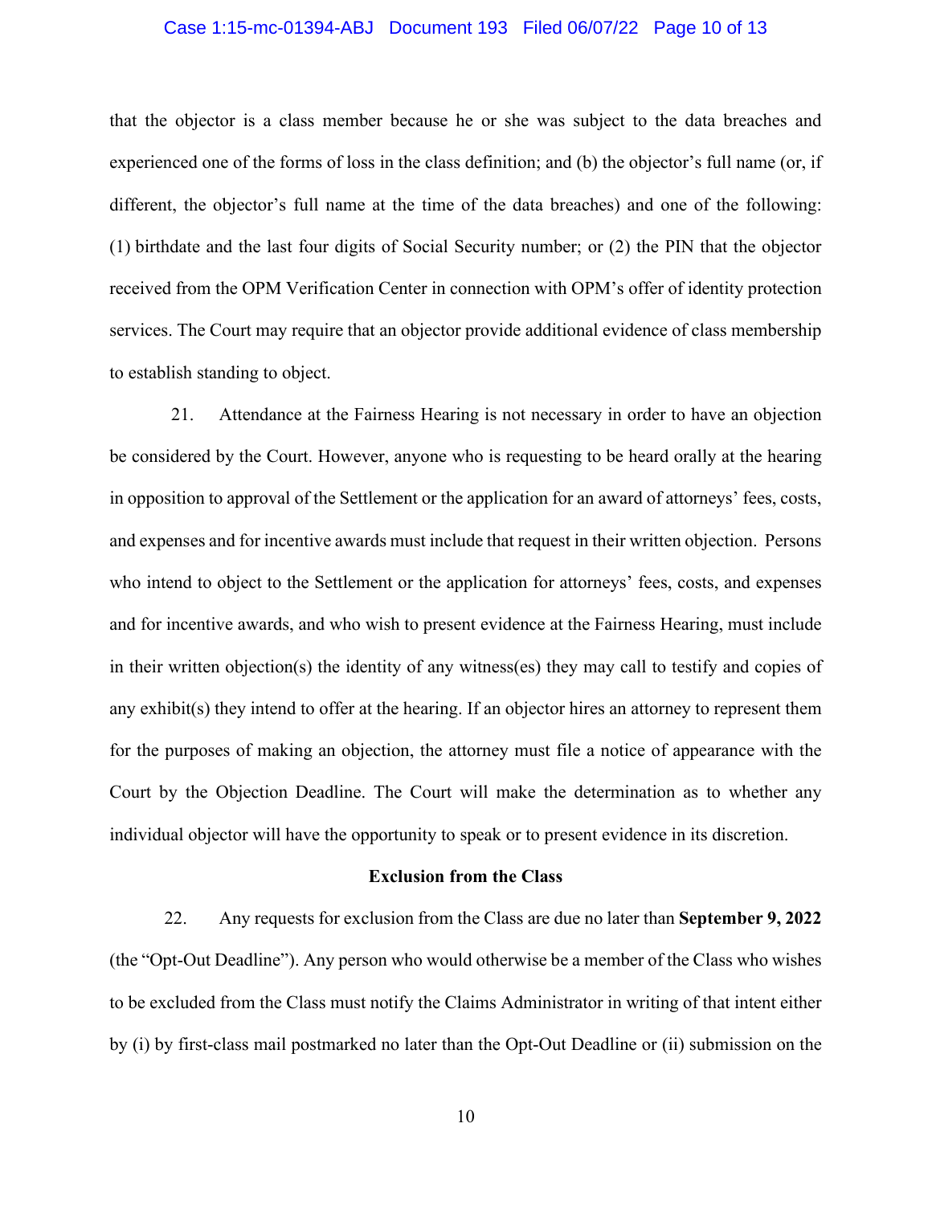that the objector is a class member because he or she was subject to the data breaches and experienced one of the forms of loss in the class definition; and (b) the objector's full name (or, if different, the objector's full name at the time of the data breaches) and one of the following: (1) birthdate and the last four digits of Social Security number; or (2) the PIN that the objector received from the OPM Verification Center in connection with OPM's offer of identity protection services. The Court may require that an objector provide additional evidence of class membership to establish standing to object.

21. Attendance at the Fairness Hearing is not necessary in order to have an objection be considered by the Court. However, anyone who is requesting to be heard orally at the hearing in opposition to approval of the Settlement or the application for an award of attorneys' fees, costs, and expenses and for incentive awards must include that request in their written objection. Persons who intend to object to the Settlement or the application for attorneys' fees, costs, and expenses and for incentive awards, and who wish to present evidence at the Fairness Hearing, must include in their written objection(s) the identity of any witness(es) they may call to testify and copies of any exhibit(s) they intend to offer at the hearing. If an objector hires an attorney to represent them for the purposes of making an objection, the attorney must file a notice of appearance with the Court by the Objection Deadline. The Court will make the determination as to whether any individual objector will have the opportunity to speak or to present evidence in its discretion.

**Exclusion from the Class**

22. Any requests for exclusion from the Class are due no later than **September 9, 2022** (the "Opt-Out Deadline"). Any person who would otherwise be a member of the Class who wishes to be excluded from the Class must notify the Claims Administrator in writing of that intent either by (i) by first-class mail postmarked no later than the Opt-Out Deadline or (ii) submission on the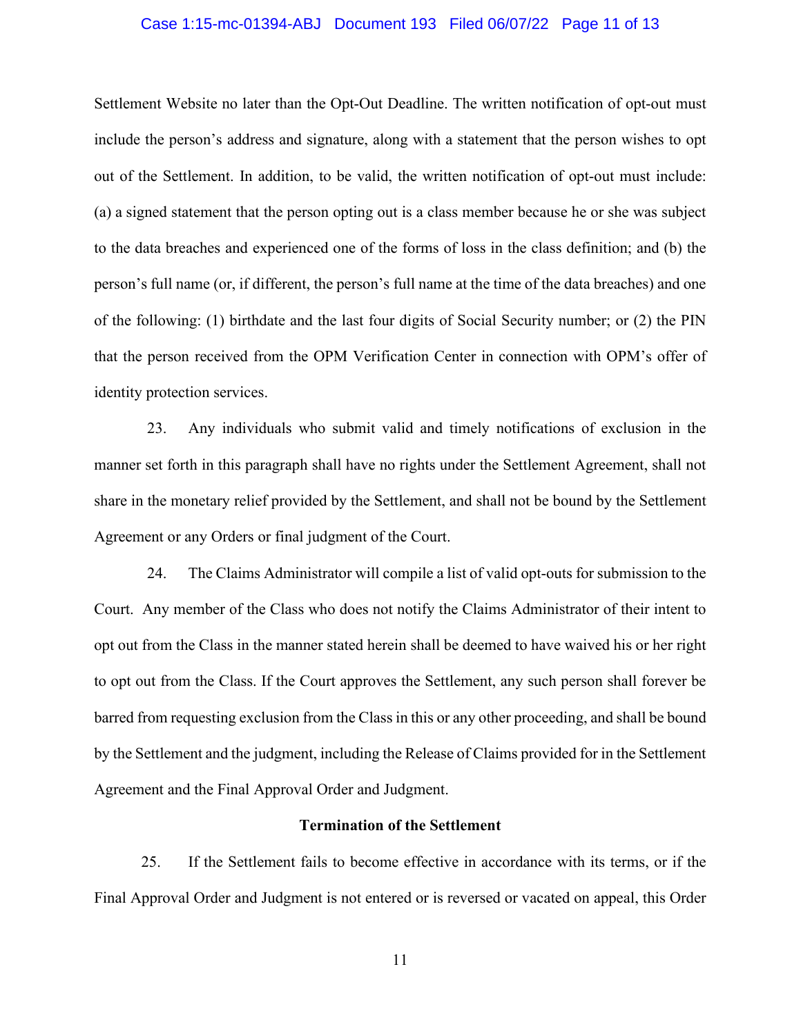Settlement Website no later than the Opt-Out Deadline. The written notification of opt-out must include the person's address and signature, along with a statement that the person wishes to opt out of the Settlement. In addition, to be valid, the written notification of opt-out must include: (a) a signed statement that the person opting out is a class member because he or she was subject to the data breaches and experienced one of the forms of loss in the class definition; and (b) the person's full name (or, if different, the person's full name at the time of the data breaches) and one of the following: (1) birthdate and the last four digits of Social Security number; or (2) the PIN that the person received from the OPM Verification Center in connection with OPM's offer of identity protection services.

23. Any individuals who submit valid and timely notifications of exclusion in the manner set forth in this paragraph shall have no rights under the Settlement Agreement, shall not share in the monetary relief provided by the Settlement, and shall not be bound by the Settlement Agreement or any Orders or final judgment of the Court.

24. The Claims Administrator will compile a list of valid opt-outs for submission to the Court. Any member of the Class who does not notify the Claims Administrator of their intent to opt out from the Class in the manner stated herein shall be deemed to have waived his or her right to opt out from the Class. If the Court approves the Settlement, any such person shall forever be barred from requesting exclusion from the Class in this or any other proceeding, and shall be bound by the Settlement and the judgment, including the Release of Claims provided for in the Settlement Agreement and the Final Approval Order and Judgment.

**Termination of the Settlement**

25. If the Settlement fails to become effective in accordance with its terms, or if the Final Approval Order and Judgment is not entered or is reversed or vacated on appeal, this Order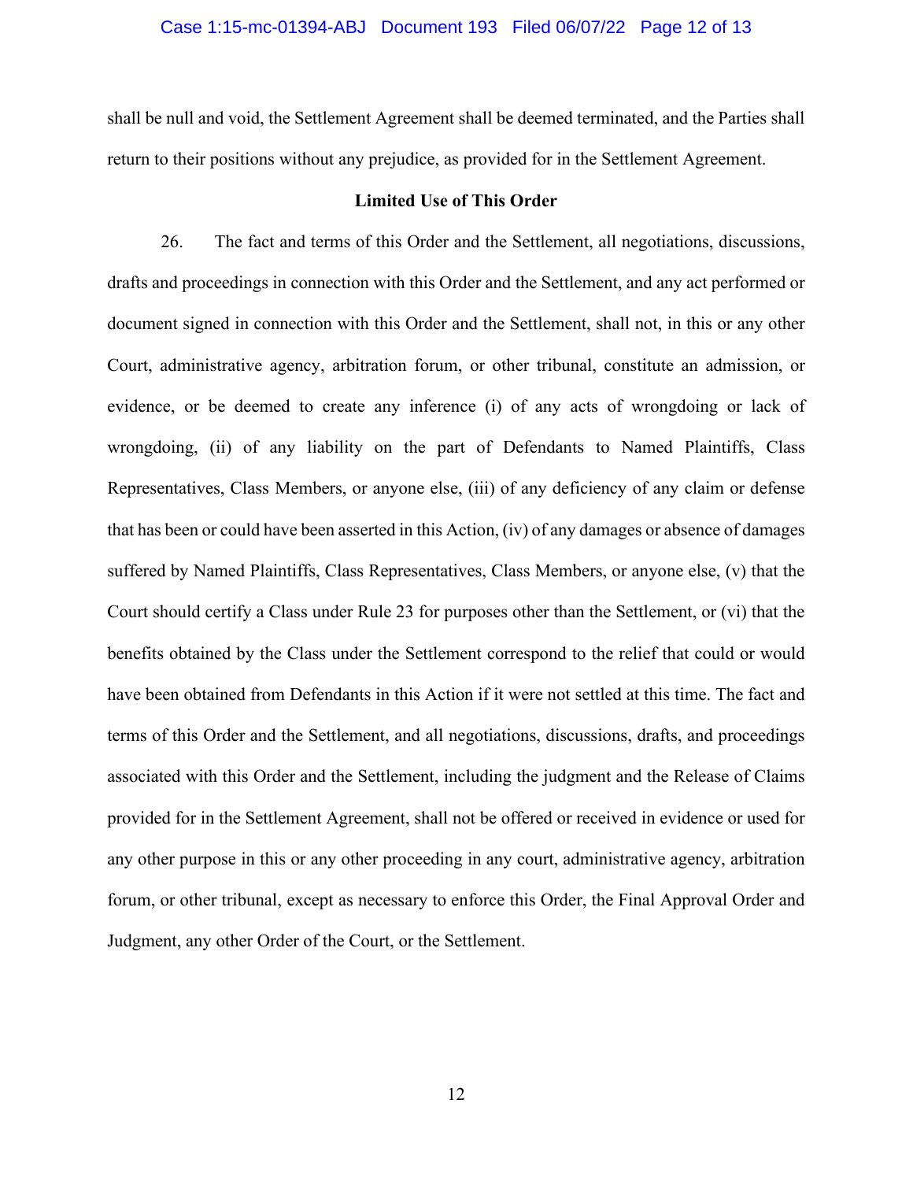shall be null and void, the Settlement Agreement shall be deemed terminated, and the Parties shall return to their positions without any prejudice, as provided for in the Settlement Agreement.

**Limited Use of This Order**

26. The fact and terms of this Order and the Settlement, all negotiations, discussions, drafts and proceedings in connection with this Order and the Settlement, and any act performed or document signed in connection with this Order and the Settlement, shall not, in this or any other Court, administrative agency, arbitration forum, or other tribunal, constitute an admission, or evidence, or be deemed to create any inference (i) of any acts of wrongdoing or lack of wrongdoing, (ii) of any liability on the part of Defendants to Named Plaintiffs, Class Representatives, Class Members, or anyone else, (iii) of any deficiency of any claim or defense that has been or could have been asserted in this Action, (iv) of any damages or absence of damages suffered by Named Plaintiffs, Class Representatives, Class Members, or anyone else, (v) that the Court should certify a Class under Rule 23 for purposes other than the Settlement, or (vi) that the benefits obtained by the Class under the Settlement correspond to the relief that could or would have been obtained from Defendants in this Action if it were not settled at this time. The fact and terms of this Order and the Settlement, and all negotiations, discussions, drafts, and proceedings associated with this Order and the Settlement, including the judgment and the Release of Claims provided for in the Settlement Agreement, shall not be offered or received in evidence or used for any other purpose in this or any other proceeding in any court, administrative agency, arbitration forum, or other tribunal, except as necessary to enforce this Order, the Final Approval Order and Judgment, any other Order of the Court, or the Settlement.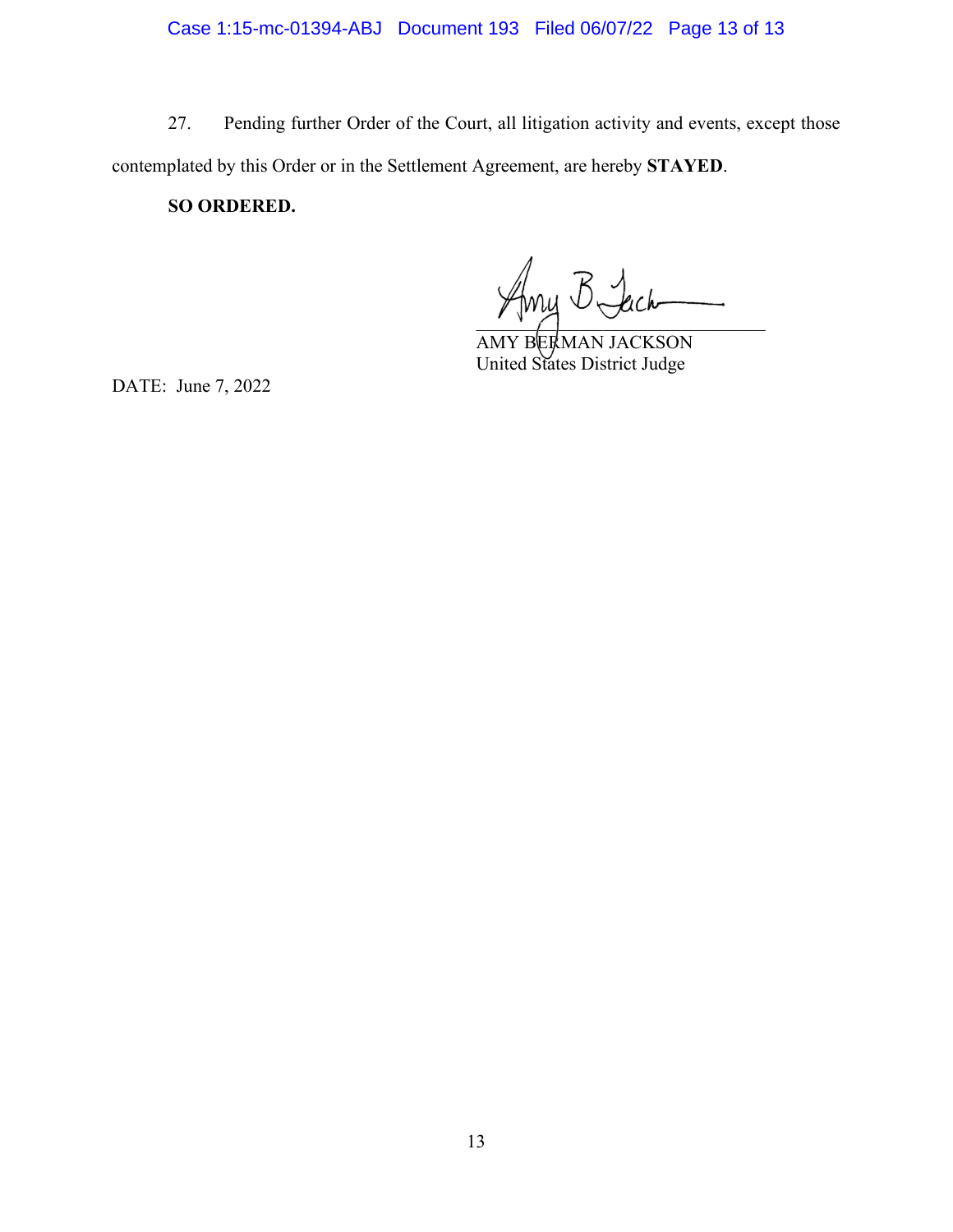27. Pending further Order of the Court, all litigation activity and events, except those contemplated by this Order or in the Settlement Agreement, are hereby **STAYED**.

**SO ORDERED.**

AMY BERMAN JACKSON
United States District Judge

DATE: June 7, 2022